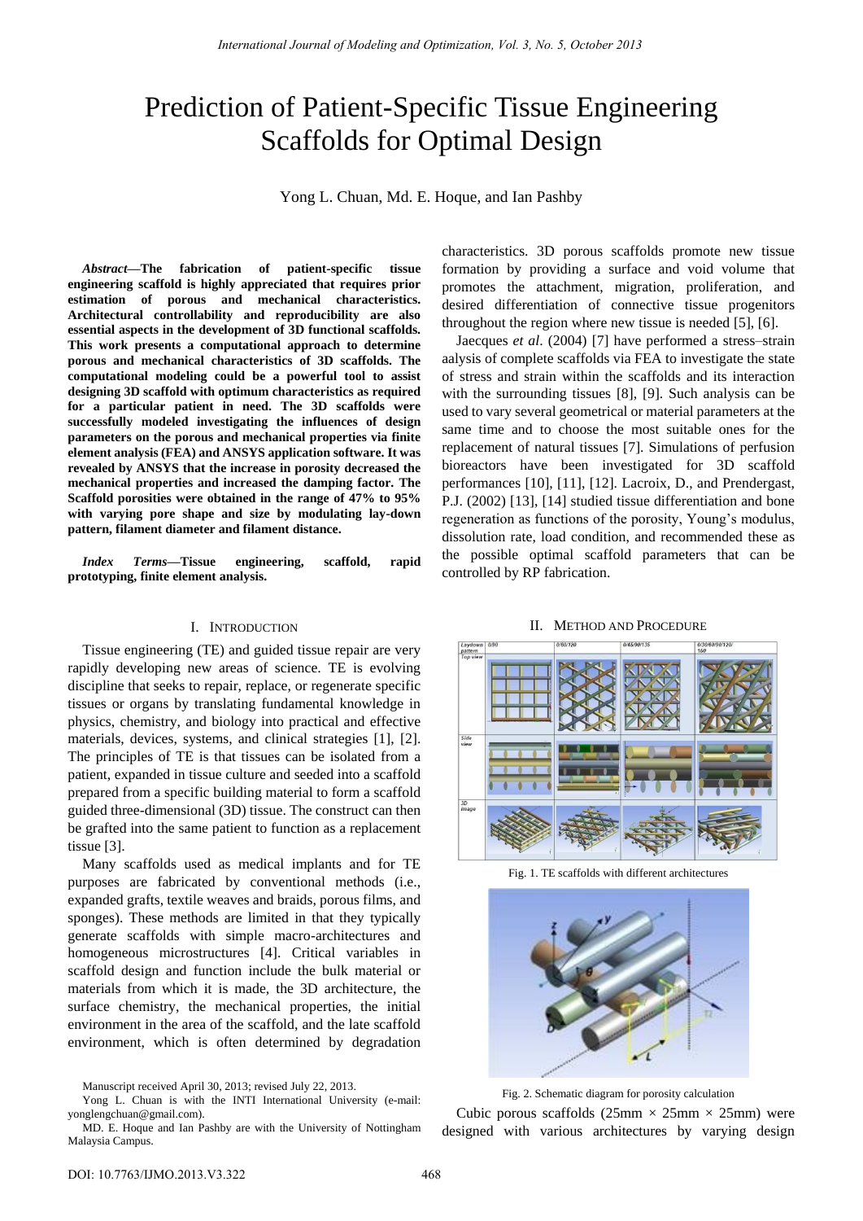# Prediction of Patient-Specific Tissue Engineering Scaffolds for Optimal Design

Yong L. Chuan, Md. E. Hoque, and Ian Pashby

***Abstract*—The fabrication of patient-specific tissue engineering scaffold is highly appreciated that requires prior estimation of porous and mechanical characteristics. Architectural controllability and reproducibility are also essential aspects in the development of 3D functional scaffolds. This work presents a computational approach to determine porous and mechanical characteristics of 3D scaffolds. The computational modeling could be a powerful tool to assist designing 3D scaffold with optimum characteristics as required for a particular patient in need. The 3D scaffolds were successfully modeled investigating the influences of design parameters on the porous and mechanical properties via finite element analysis (FEA) and ANSYS application software. It was revealed by ANSYS that the increase in porosity decreased the mechanical properties and increased the damping factor. The Scaffold porosities were obtained in the range of 47% to 95% with varying pore shape and size by modulating lay-down pattern, filament diameter and filament distance.**

***Index Terms*—Tissue engineering, scaffold, rapid prototyping, finite element analysis.**

## I. Introduction

Tissue engineering (TE) and guided tissue repair are very rapidly developing new areas of science. TE is evolving discipline that seeks to repair, replace, or regenerate specific tissues or organs by translating fundamental knowledge in physics, chemistry, and biology into practical and effective materials, devices, systems, and clinical strategies [1], [2]. The principles of TE is that tissues can be isolated from a patient, expanded in tissue culture and seeded into a scaffold prepared from a specific building material to form a scaffold guided three-dimensional (3D) tissue. The construct can then be grafted into the same patient to function as a replacement tissue [3].

Many scaffolds used as medical implants and for TE purposes are fabricated by conventional methods (i.e., expanded grafts, textile weaves and braids, porous films, and sponges). These methods are limited in that they typically generate scaffolds with simple macro-architectures and homogeneous microstructures [4]. Critical variables in scaffold design and function include the bulk material or materials from which it is made, the 3D architecture, the surface chemistry, the mechanical properties, the initial environment in the area of the scaffold, and the late scaffold environment, which is often determined by degradation characteristics. 3D porous scaffolds promote new tissue formation by providing a surface and void volume that promotes the attachment, migration, proliferation, and desired differentiation of connective tissue progenitors throughout the region where new tissue is needed [5], [6].

Jaecques *et al*. (2004) [7] have performed a stress–strain aalysis of complete scaffolds via FEA to investigate the state of stress and strain within the scaffolds and its interaction with the surrounding tissues [8], [9]. Such analysis can be used to vary several geometrical or material parameters at the same time and to choose the most suitable ones for the replacement of natural tissues [7]. Simulations of perfusion bioreactors have been investigated for 3D scaffold performances [10], [11], [12]. Lacroix, D., and Prendergast, P.J. (2002) [13], [14] studied tissue differentiation and bone regeneration as functions of the porosity, Young's modulus, dissolution rate, load condition, and recommended these as the possible optimal scaffold parameters that can be controlled by RP fabrication.

## II. Method and Procedure

Fig. 1. TE scaffolds with different architectures

Fig. 2. Schematic diagram for porosity calculation

Cubic porous scaffolds (25mm × 25mm × 25mm) were designed with various architectures by varying design

Manuscript received April 30, 2013; revised July 22, 2013.

Yong L. Chuan is with the INTI International University (e-mail: yonglengchuan@gmail.com).

MD. E. Hoque and Ian Pashby are with the University of Nottingham Malaysia Campus.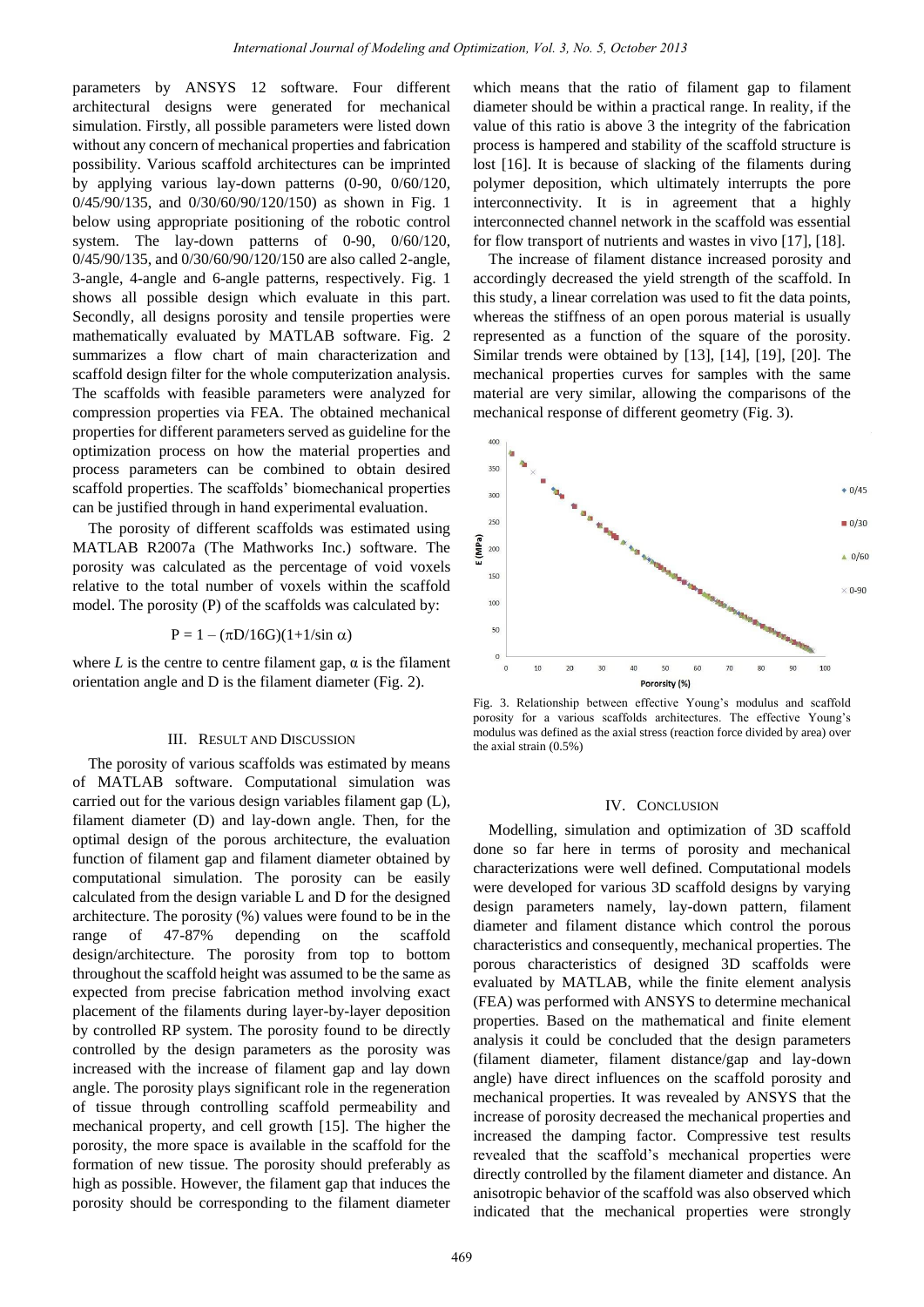parameters by ANSYS 12 software. Four different architectural designs were generated for mechanical simulation. Firstly, all possible parameters were listed down without any concern of mechanical properties and fabrication possibility. Various scaffold architectures can be imprinted by applying various lay-down patterns (0-90, 0/60/120, 0/45/90/135, and 0/30/60/90/120/150) as shown in Fig. 1 below using appropriate positioning of the robotic control system. The lay-down patterns of 0-90, 0/60/120, 0/45/90/135, and 0/30/60/90/120/150 are also called 2-angle, 3-angle, 4-angle and 6-angle patterns, respectively. Fig. 1 shows all possible design which evaluate in this part. Secondly, all designs porosity and tensile properties were mathematically evaluated by MATLAB software. Fig. 2 summarizes a flow chart of main characterization and scaffold design filter for the whole computerization analysis. The scaffolds with feasible parameters were analyzed for compression properties via FEA. The obtained mechanical properties for different parameters served as guideline for the optimization process on how the material properties and process parameters can be combined to obtain desired scaffold properties. The scaffolds' biomechanical properties can be justified through in hand experimental evaluation.

The porosity of different scaffolds was estimated using MATLAB R2007a (The Mathworks Inc.) software. The porosity was calculated as the percentage of void voxels relative to the total number of voxels within the scaffold model. The porosity (P) of the scaffolds was calculated by:

$$P = 1 - (\pi D/16G)(1+1/\sin \alpha)$$

where *L* is the centre to centre filament gap, α is the filament orientation angle and D is the filament diameter (Fig. 2).

## III. Result and Discussion

The porosity of various scaffolds was estimated by means of MATLAB software. Computational simulation was carried out for the various design variables filament gap (L), filament diameter (D) and lay-down angle. Then, for the optimal design of the porous architecture, the evaluation function of filament gap and filament diameter obtained by computational simulation. The porosity can be easily calculated from the design variable L and D for the designed architecture. The porosity (%) values were found to be in the range of 47-87% depending on the scaffold design/architecture. The porosity from top to bottom throughout the scaffold height was assumed to be the same as expected from precise fabrication method involving exact placement of the filaments during layer-by-layer deposition by controlled RP system. The porosity found to be directly controlled by the design parameters as the porosity was increased with the increase of filament gap and lay down angle. The porosity plays significant role in the regeneration of tissue through controlling scaffold permeability and mechanical property, and cell growth [15]. The higher the porosity, the more space is available in the scaffold for the formation of new tissue. The porosity should preferably as high as possible. However, the filament gap that induces the porosity should be corresponding to the filament diameter which means that the ratio of filament gap to filament diameter should be within a practical range. In reality, if the value of this ratio is above 3 the integrity of the fabrication process is hampered and stability of the scaffold structure is lost [16]. It is because of slacking of the filaments during polymer deposition, which ultimately interrupts the pore interconnectivity. It is in agreement that a highly interconnected channel network in the scaffold was essential for flow transport of nutrients and wastes in vivo [17], [18].

The increase of filament distance increased porosity and accordingly decreased the yield strength of the scaffold. In this study, a linear correlation was used to fit the data points, whereas the stiffness of an open porous material is usually represented as a function of the square of the porosity. Similar trends were obtained by [13], [14], [19], [20]. The mechanical properties curves for samples with the same material are very similar, allowing the comparisons of the mechanical response of different geometry (Fig. 3).

Fig. 3. Relationship between effective Young's modulus and scaffold porosity for a various scaffolds architectures. The effective Young's modulus was defined as the axial stress (reaction force divided by area) over the axial strain (0.5%)

## IV. Conclusion

Modelling, simulation and optimization of 3D scaffold done so far here in terms of porosity and mechanical characterizations were well defined. Computational models were developed for various 3D scaffold designs by varying design parameters namely, lay-down pattern, filament diameter and filament distance which control the porous characteristics and consequently, mechanical properties. The porous characteristics of designed 3D scaffolds were evaluated by MATLAB, while the finite element analysis (FEA) was performed with ANSYS to determine mechanical properties. Based on the mathematical and finite element analysis it could be concluded that the design parameters (filament diameter, filament distance/gap and lay-down angle) have direct influences on the scaffold porosity and mechanical properties. It was revealed by ANSYS that the increase of porosity decreased the mechanical properties and increased the damping factor. Compressive test results revealed that the scaffold's mechanical properties were directly controlled by the filament diameter and distance. An anisotropic behavior of the scaffold was also observed which indicated that the mechanical properties were strongly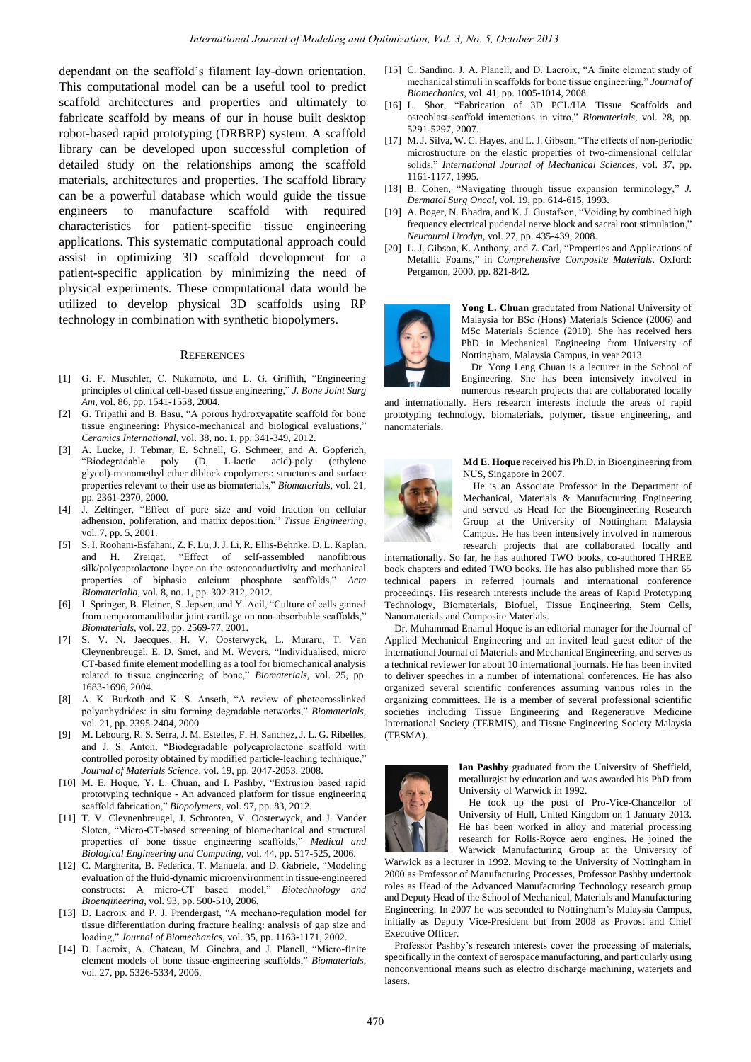dependant on the scaffold's filament lay-down orientation. This computational model can be a useful tool to predict scaffold architectures and properties and ultimately to fabricate scaffold by means of our in house built desktop robot-based rapid prototyping (DRBRP) system. A scaffold library can be developed upon successful completion of detailed study on the relationships among the scaffold materials, architectures and properties. The scaffold library can be a powerful database which would guide the tissue engineers to manufacture scaffold with required characteristics for patient-specific tissue engineering applications. This systematic computational approach could assist in optimizing 3D scaffold development for a patient-specific application by minimizing the need of physical experiments. These computational data would be utilized to develop physical 3D scaffolds using RP technology in combination with synthetic biopolymers.

## References

[1] G. F. Muschler, C. Nakamoto, and L. G. Griffith, "Engineering principles of clinical cell-based tissue engineering," *J. Bone Joint Surg Am*, vol. 86, pp. 1541-1558, 2004.

[2] G. Tripathi and B. Basu, "A porous hydroxyapatite scaffold for bone tissue engineering: Physico-mechanical and biological evaluations," *Ceramics International*, vol. 38, no. 1, pp. 341-349, 2012.

[3] A. Lucke, J. Tebmar, E. Schnell, G. Schmeer, and A. Gopferich, "Biodegradable poly (D, L-lactic acid)-poly (ethylene glycol)-monomethyl ether diblock copolymers: structures and surface properties relevant to their use as biomaterials," *Biomaterials*, vol. 21, pp. 2361-2370, 2000.

[4] J. Zeltinger, "Effect of pore size and void fraction on cellular adhension, poliferation, and matrix deposition," *Tissue Engineering*, vol. 7, pp. 5, 2001.

[5] S. I. Roohani-Esfahani, Z. F. Lu, J. J. Li, R. Ellis-Behnke, D. L. Kaplan, and H. Zreiqat, "Effect of self-assembled nanofibrous silk/polycaprolactone layer on the osteoconductivity and mechanical properties of biphasic calcium phosphate scaffolds," *Acta Biomaterialia*, vol. 8, no. 1, pp. 302-312, 2012.

[6] I. Springer, B. Fleiner, S. Jepsen, and Y. Acil, "Culture of cells gained from temporomandibular joint cartilage on non-absorbable scaffolds," *Biomaterials*, vol. 22, pp. 2569-77, 2001.

[7] S. V. N. Jaecques, H. V. Oosterwyck, L. Muraru, T. Van Cleynenbreugel, E. D. Smet, and M. Wevers, "Individualised, micro CT-based finite element modelling as a tool for biomechanical analysis related to tissue engineering of bone," *Biomaterials*, vol. 25, pp. 1683-1696, 2004.

[8] A. K. Burkoth and K. S. Anseth, "A review of photocrosslinked polyanhydrides: in situ forming degradable networks," *Biomaterials*, vol. 21, pp. 2395-2404, 2000

[9] M. Lebourg, R. S. Serra, J. M. Estelles, F. H. Sanchez, J. L. G. Ribelles, and J. S. Anton, "Biodegradable polycaprolactone scaffold with controlled porosity obtained by modified particle-leaching technique," *Journal of Materials Science*, vol. 19, pp. 2047-2053, 2008.

[10] M. E. Hoque, Y. L. Chuan, and I. Pashby, "Extrusion based rapid prototyping technique - An advanced platform for tissue engineering scaffold fabrication," *Biopolymers*, vol. 97, pp. 83, 2012.

[11] T. V. Cleynenbreugel, J. Schrooten, V. Oosterwyck, and J. Vander Sloten, "Micro-CT-based screening of biomechanical and structural properties of bone tissue engineering scaffolds," *Medical and Biological Engineering and Computing*, vol. 44, pp. 517-525, 2006.

[12] C. Margherita, B. Federica, T. Manuela, and D. Gabriele, "Modeling evaluation of the fluid-dynamic microenvironment in tissue-engineered constructs: A micro-CT based model," *Biotechnology and Bioengineering*, vol. 93, pp. 500-510, 2006.

[13] D. Lacroix and P. J. Prendergast, "A mechano-regulation model for tissue differentiation during fracture healing: analysis of gap size and loading," *Journal of Biomechanics*, vol. 35, pp. 1163-1171, 2002.

[14] D. Lacroix, A. Chateau, M. Ginebra, and J. Planell, "Micro-finite element models of bone tissue-engineering scaffolds," *Biomaterials*, vol. 27, pp. 5326-5334, 2006.

[15] C. Sandino, J. A. Planell, and D. Lacroix, "A finite element study of mechanical stimuli in scaffolds for bone tissue engineering," *Journal of Biomechanics*, vol. 41, pp. 1005-1014, 2008.

[16] L. Shor, "Fabrication of 3D PCL/HA Tissue Scaffolds and osteoblast-scaffold interactions in vitro," *Biomaterials*, vol. 28, pp. 5291-5297, 2007.

[17] M. J. Silva, W. C. Hayes, and L. J. Gibson, "The effects of non-periodic microstructure on the elastic properties of two-dimensional cellular solids," *International Journal of Mechanical Sciences*, vol. 37, pp. 1161-1177, 1995.

[18] B. Cohen, "Navigating through tissue expansion terminology," *J. Dermatol Surg Oncol*, vol. 19, pp. 614-615, 1993.

[19] A. Boger, N. Bhadra, and K. J. Gustafson, "Voiding by combined high frequency electrical pudendal nerve block and sacral root stimulation," *Neurourol Urodyn*, vol. 27, pp. 435-439, 2008.

[20] L. J. Gibson, K. Anthony, and Z. Carl, "Properties and Applications of Metallic Foams," in *Comprehensive Composite Materials*. Oxford: Pergamon, 2000, pp. 821-842.

**Yong L. Chuan** gradutated from National University of Malaysia for BSc (Hons) Materials Science (2006) and MSc Materials Science (2010). She has received hers PhD in Mechanical Engineeing from University of Nottingham, Malaysia Campus, in year 2013.

Dr. Yong Leng Chuan is a lecturer in the School of Engineering. She has been intensively involved in numerous research projects that are collaborated locally and internationally. Hers research interests include the areas of rapid prototyping technology, biomaterials, polymer, tissue engineering, and nanomaterials.

**Md E. Hoque** received his Ph.D. in Bioengineering from NUS, Singapore in 2007.

He is an Associate Professor in the Department of Mechanical, Materials & Manufacturing Engineering and served as Head for the Bioengineering Research Group at the University of Nottingham Malaysia Campus. He has been intensively involved in numerous research projects that are collaborated locally and internationally. So far, he has authored TWO books, co-authored THREE book chapters and edited TWO books. He has also published more than 65 technical papers in referred journals and international conference proceedings. His research interests include the areas of Rapid Prototyping Technology, Biomaterials, Biofuel, Tissue Engineering, Stem Cells, Nanomaterials and Composite Materials.

Dr. Muhammad Enamul Hoque is an editorial manager for the Journal of Applied Mechanical Engineering and an invited lead guest editor of the International Journal of Materials and Mechanical Engineering, and serves as a technical reviewer for about 10 international journals. He has been invited to deliver speeches in a number of international conferences. He has also organized several scientific conferences assuming various roles in the organizing committees. He is a member of several professional scientific societies including Tissue Engineering and Regenerative Medicine International Society (TERMIS), and Tissue Engineering Society Malaysia (TESMA).

**Ian Pashby** graduated from the University of Sheffield, metallurgist by education and was awarded his PhD from University of Warwick in 1992.

He took up the post of Pro-Vice-Chancellor of University of Hull, United Kingdom on 1 January 2013. He has been worked in alloy and material processing research for Rolls-Royce aero engines. He joined the Warwick Manufacturing Group at the University of Warwick as a lecturer in 1992. Moving to the University of Nottingham in 2000 as Professor of Manufacturing Processes, Professor Pashby undertook roles as Head of the Advanced Manufacturing Technology research group and Deputy Head of the School of Mechanical, Materials and Manufacturing Engineering. In 2007 he was seconded to Nottingham's Malaysia Campus, initially as Deputy Vice-President but from 2008 as Provost and Chief Executive Officer.

Professor Pashby's research interests cover the processing of materials, specifically in the context of aerospace manufacturing, and particularly using nonconventional means such as electro discharge machining, waterjets and lasers.